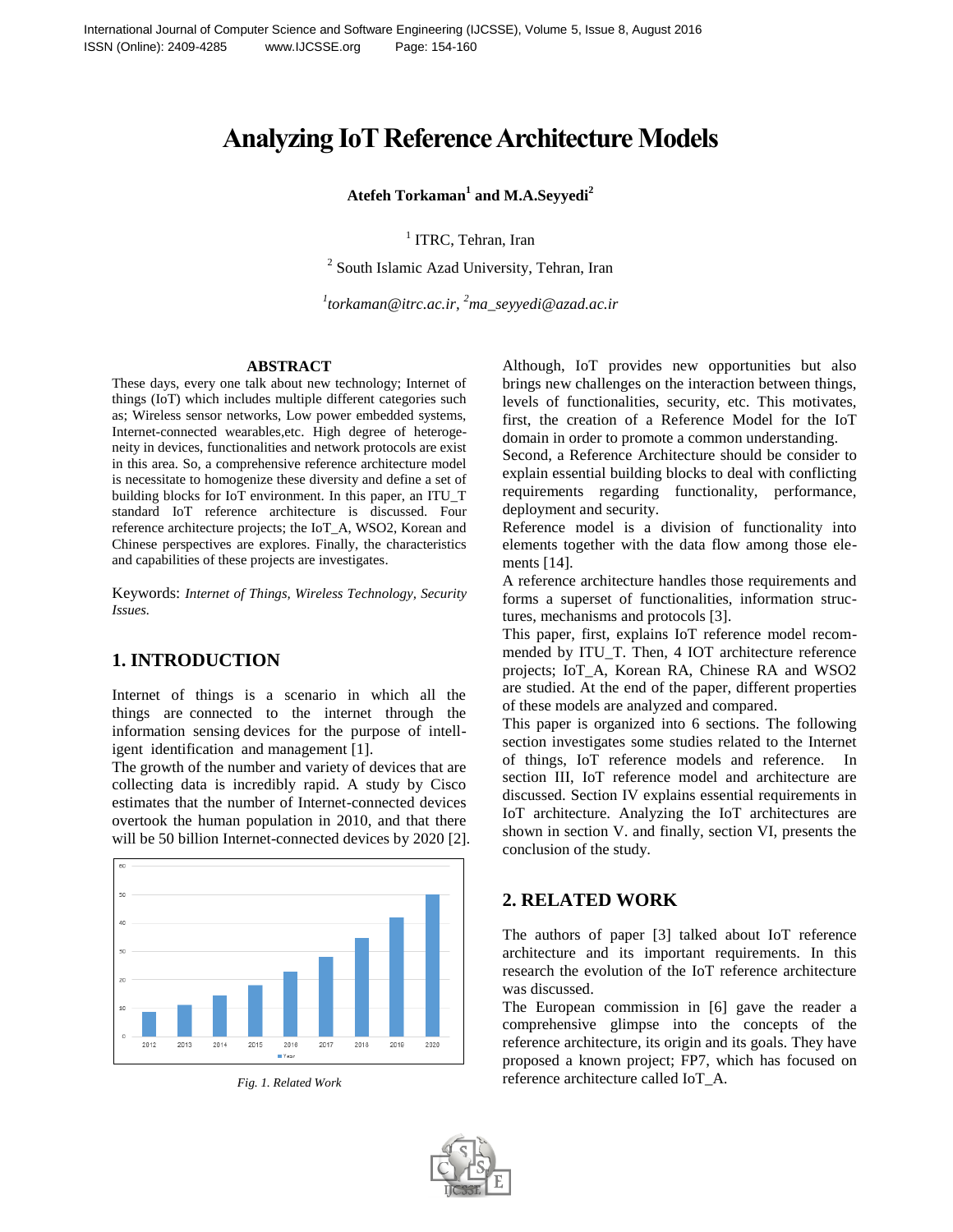# Analyzing IoT Reference Architecture Models

**Atefeh Torkaman[1] and M.A.Seyyedi[2]**

[1] ITRC, Tehran, Iran

[2] South Islamic Azad University, Tehran, Iran

*[1]torkaman@itrc.ac.ir, [2]ma_seyyedi@azad.ac.ir*

### ABSTRACT

These days, every one talk about new technology; Internet of things (IoT) which includes multiple different categories such as; Wireless sensor networks, Low power embedded systems, Internet-connected wearables,etc. High degree of heterogeneity in devices, functionalities and network protocols are exist in this area. So, a comprehensive reference architecture model is necessitate to homogenize these diversity and define a set of building blocks for IoT environment. In this paper, an ITU_T standard IoT reference architecture is discussed. Four reference architecture projects; the IoT_A, WSO2, Korean and Chinese perspectives are explores. Finally, the characteristics and capabilities of these projects are investigates.

Keywords: *Internet of Things, Wireless Technology, Security Issues.*

## 1. INTRODUCTION

Internet of things is a scenario in which all the things are connected to the internet through the information sensing devices for the purpose of intelligent identification and management [1].

The growth of the number and variety of devices that are collecting data is incredibly rapid. A study by Cisco estimates that the number of Internet-connected devices overtook the human population in 2010, and that there will be 50 billion Internet-connected devices by 2020 [2].

*Fig. 1. Related Work*

Although, IoT provides new opportunities but also brings new challenges on the interaction between things, levels of functionalities, security, etc. This motivates, first, the creation of a Reference Model for the IoT domain in order to promote a common understanding.

Second, a Reference Architecture should be consider to explain essential building blocks to deal with conflicting requirements regarding functionality, performance, deployment and security.

Reference model is a division of functionality into elements together with the data flow among those elements [14].

A reference architecture handles those requirements and forms a superset of functionalities, information structures, mechanisms and protocols [3].

This paper, first, explains IoT reference model recommended by ITU_T. Then, 4 IOT architecture reference projects; IoT_A, Korean RA, Chinese RA and WSO2 are studied. At the end of the paper, different properties of these models are analyzed and compared.

This paper is organized into 6 sections. The following section investigates some studies related to the Internet of things, IoT reference models and reference. In section III, IoT reference model and architecture are discussed. Section IV explains essential requirements in IoT architecture. Analyzing the IoT architectures are shown in section V. and finally, section VI, presents the conclusion of the study.

## 2. RELATED WORK

The authors of paper [3] talked about IoT reference architecture and its important requirements. In this research the evolution of the IoT reference architecture was discussed.

The European commission in [6] gave the reader a comprehensive glimpse into the concepts of the reference architecture, its origin and its goals. They have proposed a known project; FP7, which has focused on reference architecture called IoT_A.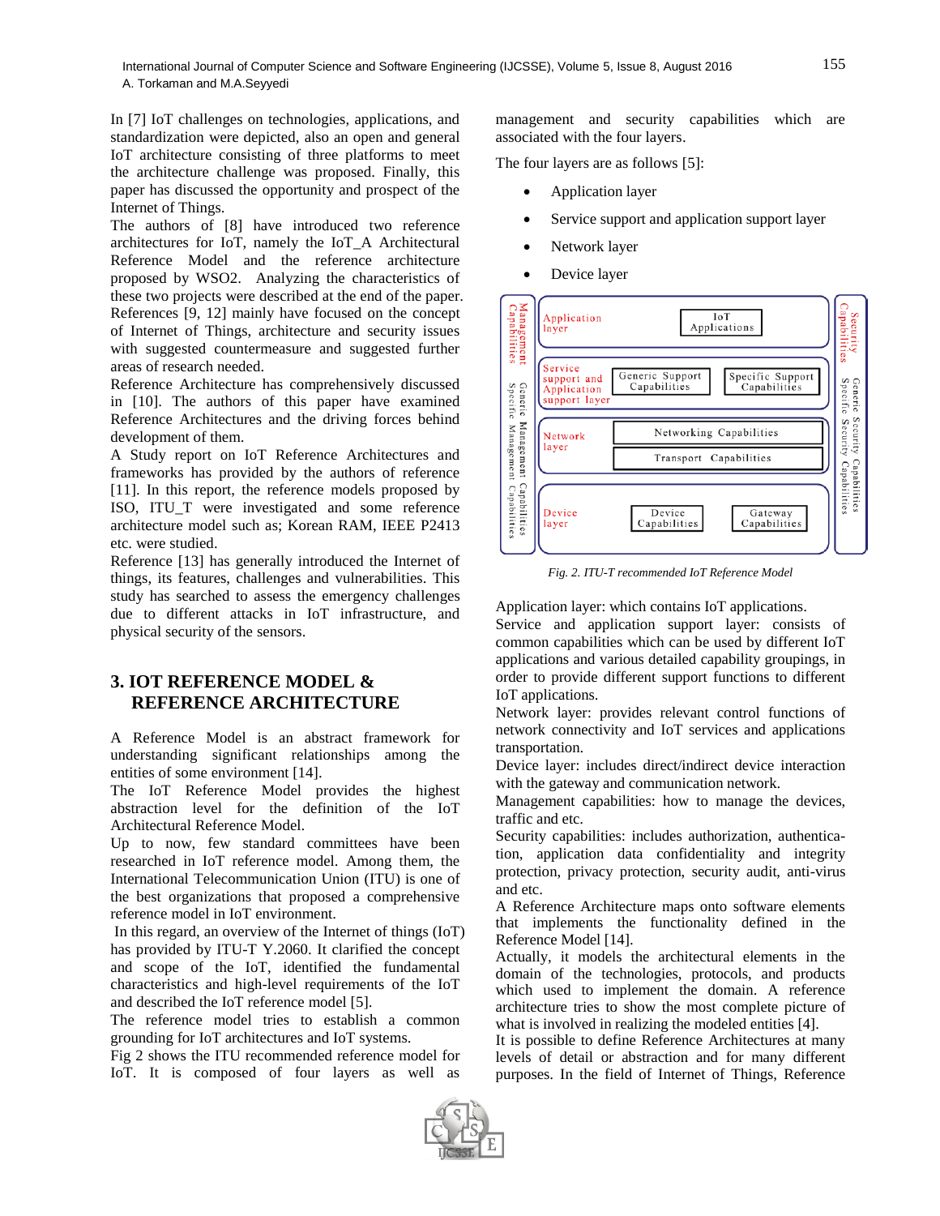In [7] IoT challenges on technologies, applications, and standardization were depicted, also an open and general IoT architecture consisting of three platforms to meet the architecture challenge was proposed. Finally, this paper has discussed the opportunity and prospect of the Internet of Things.

The authors of [8] have introduced two reference architectures for IoT, namely the IoT_A Architectural Reference Model and the reference architecture proposed by WSO2. Analyzing the characteristics of these two projects were described at the end of the paper.

References [9, 12] mainly have focused on the concept of Internet of Things, architecture and security issues with suggested countermeasure and suggested further areas of research needed.

Reference Architecture has comprehensively discussed in [10]. The authors of this paper have examined Reference Architectures and the driving forces behind development of them.

A Study report on IoT Reference Architectures and frameworks has provided by the authors of reference [11]. In this report, the reference models proposed by ISO, ITU_T were investigated and some reference architecture model such as; Korean RAM, IEEE P2413 etc. were studied.

Reference [13] has generally introduced the Internet of things, its features, challenges and vulnerabilities. This study has searched to assess the emergency challenges due to different attacks in IoT infrastructure, and physical security of the sensors.

## 3. IOT REFERENCE MODEL & REFERENCE ARCHITECTURE

A Reference Model is an abstract framework for understanding significant relationships among the entities of some environment [14].

The IoT Reference Model provides the highest abstraction level for the definition of the IoT Architectural Reference Model.

Up to now, few standard committees have been researched in IoT reference model. Among them, the International Telecommunication Union (ITU) is one of the best organizations that proposed a comprehensive reference model in IoT environment.

In this regard, an overview of the Internet of things (IoT) has provided by ITU-T Y.2060. It clarified the concept and scope of the IoT, identified the fundamental characteristics and high-level requirements of the IoT and described the IoT reference model [5].

The reference model tries to establish a common grounding for IoT architectures and IoT systems.

Fig 2 shows the ITU recommended reference model for IoT. It is composed of four layers as well as management and security capabilities which are associated with the four layers.

The four layers are as follows [5]:

- Application layer
- Service support and application support layer
- Network layer
- Device layer

| Management Capabilities | Layer | Components | | Security Capabilities |
|---|---|---|---|---|
| Generic Management Capabilities / Specific Management Capabilities | Application layer | IoT Applications | | Generic Security Capabilities / Specific Security Capabilities |
| | Service support and Application support layer | Generic Support Capabilities | Specific Support Capabilities | |
| | Network layer | Networking Capabilities | | |
| | | Transport Capabilities | | |
| | Device layer | Device Capabilities | Gateway Capabilities | |

*Fig. 2. ITU-T recommended IoT Reference Model*

Application layer: which contains IoT applications.

Service and application support layer: consists of common capabilities which can be used by different IoT applications and various detailed capability groupings, in order to provide different support functions to different IoT applications.

Network layer: provides relevant control functions of network connectivity and IoT services and applications transportation.

Device layer: includes direct/indirect device interaction with the gateway and communication network.

Management capabilities: how to manage the devices, traffic and etc.

Security capabilities: includes authorization, authentication, application data confidentiality and integrity protection, privacy protection, security audit, anti-virus and etc.

A Reference Architecture maps onto software elements that implements the functionality defined in the Reference Model [14].

Actually, it models the architectural elements in the domain of the technologies, protocols, and products which used to implement the domain. A reference architecture tries to show the most complete picture of what is involved in realizing the modeled entities [4].

It is possible to define Reference Architectures at many levels of detail or abstraction and for many different purposes. In the field of Internet of Things, Reference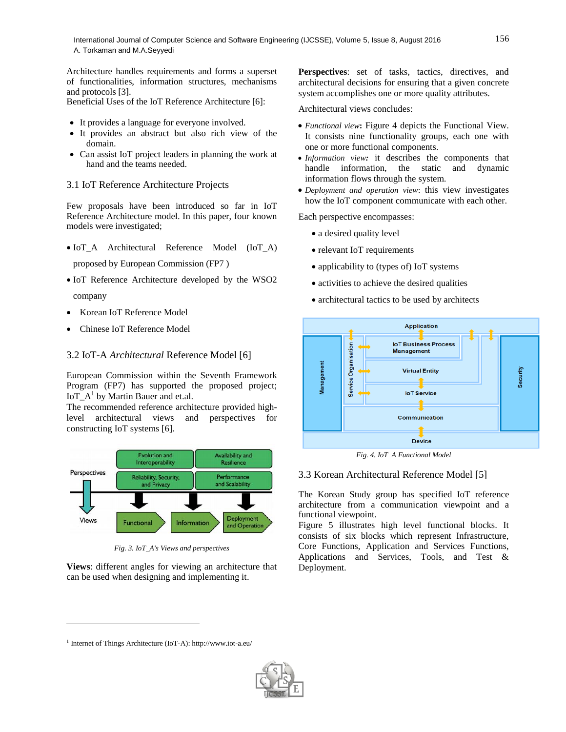Architecture handles requirements and forms a superset of functionalities, information structures, mechanisms and protocols [3].
Beneficial Uses of the IoT Reference Architecture [6]:

- It provides a language for everyone involved.
- It provides an abstract but also rich view of the domain.
- Can assist IoT project leaders in planning the work at hand and the teams needed.

## 3.1 IoT Reference Architecture Projects

Few proposals have been introduced so far in IoT Reference Architecture model. In this paper, four known models were investigated;

- IoT_A Architectural Reference Model (IoT_A) proposed by European Commission (FP7 )
- IoT Reference Architecture developed by the WSO2 company
- Korean IoT Reference Model
- Chinese IoT Reference Model

## 3.2 IoT-A *Architectural* Reference Model [6]

European Commission within the Seventh Framework Program (FP7) has supported the proposed project; IoT_A[1] by Martin Bauer and et.al.
The recommended reference architecture provided high-level architectural views and perspectives for constructing IoT systems [6].

*Fig. 3. IoT_A's Views and perspectives*

**Views**: different angles for viewing an architecture that can be used when designing and implementing it.

**Perspectives**: set of tasks, tactics, directives, and architectural decisions for ensuring that a given concrete system accomplishes one or more quality attributes.

Architectural views concludes:

- *Functional view***:** Figure 4 depicts the Functional View. It consists nine functionality groups, each one with one or more functional components.
- *Information view:* it describes the components that handle information, the static and dynamic information flows through the system.
- *Deployment and operation view*: this view investigates how the IoT component communicate with each other.

Each perspective encompasses:

- a desired quality level
- relevant IoT requirements
- applicability to (types of) IoT systems
- activities to achieve the desired qualities
- architectural tactics to be used by architects

*Fig. 4. IoT_A Functional Model*

## 3.3 Korean Architectural Reference Model [5]

The Korean Study group has specified IoT reference architecture from a communication viewpoint and a functional viewpoint.
Figure 5 illustrates high level functional blocks. It consists of six blocks which represent Infrastructure, Core Functions, Application and Services Functions, Applications and Services, Tools, and Test & Deployment.

[1] Internet of Things Architecture (IoT-A): http://www.iot-a.eu/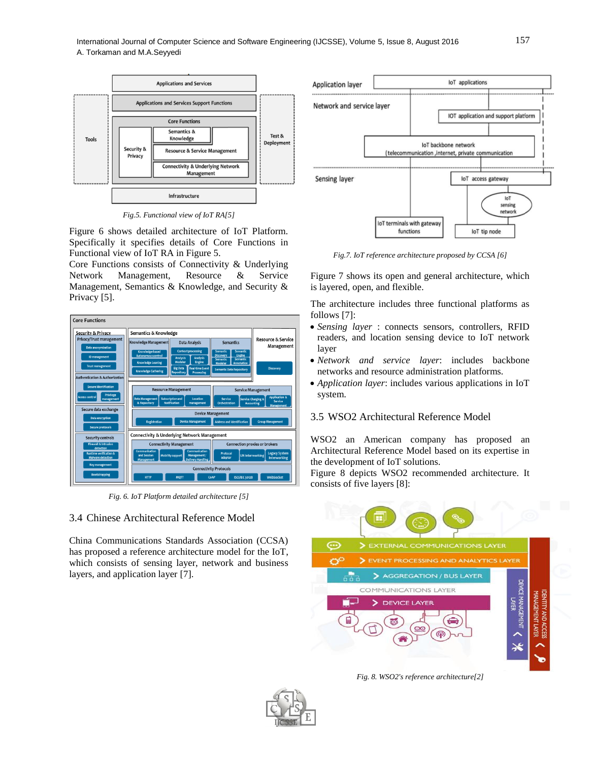Fig.5. Functional view of IoT RA[5]

Figure 6 shows detailed architecture of IoT Platform. Specifically it specifies details of Core Functions in Functional view of IoT RA in Figure 5.

Core Functions consists of Connectivity & Underlying Network Management, Resource & Service Management, Semantics & Knowledge, and Security & Privacy [5].

Fig. 6. IoT Platform detailed architecture [5]

### 3.4 Chinese Architectural Reference Model

China Communications Standards Association (CCSA) has proposed a reference architecture model for the IoT, which consists of sensing layer, network and business layers, and application layer [7].

Fig.7. IoT reference architecture proposed by CCSA [6]

Figure 7 shows its open and general architecture, which is layered, open, and flexible.

The architecture includes three functional platforms as follows [7]:

- *Sensing layer* : connects sensors, controllers, RFID readers, and location sensing device to IoT network layer
- *Network and service layer*: includes backbone networks and resource administration platforms.
- *Application layer*: includes various applications in IoT system.

### 3.5 WSO2 Architectural Reference Model

WSO2 an American company has proposed an Architectural Reference Model based on its expertise in the development of IoT solutions.

Figure 8 depicts WSO2 recommended architecture. It consists of five layers [8]:

Fig. 8. WSO2's reference architecture[2]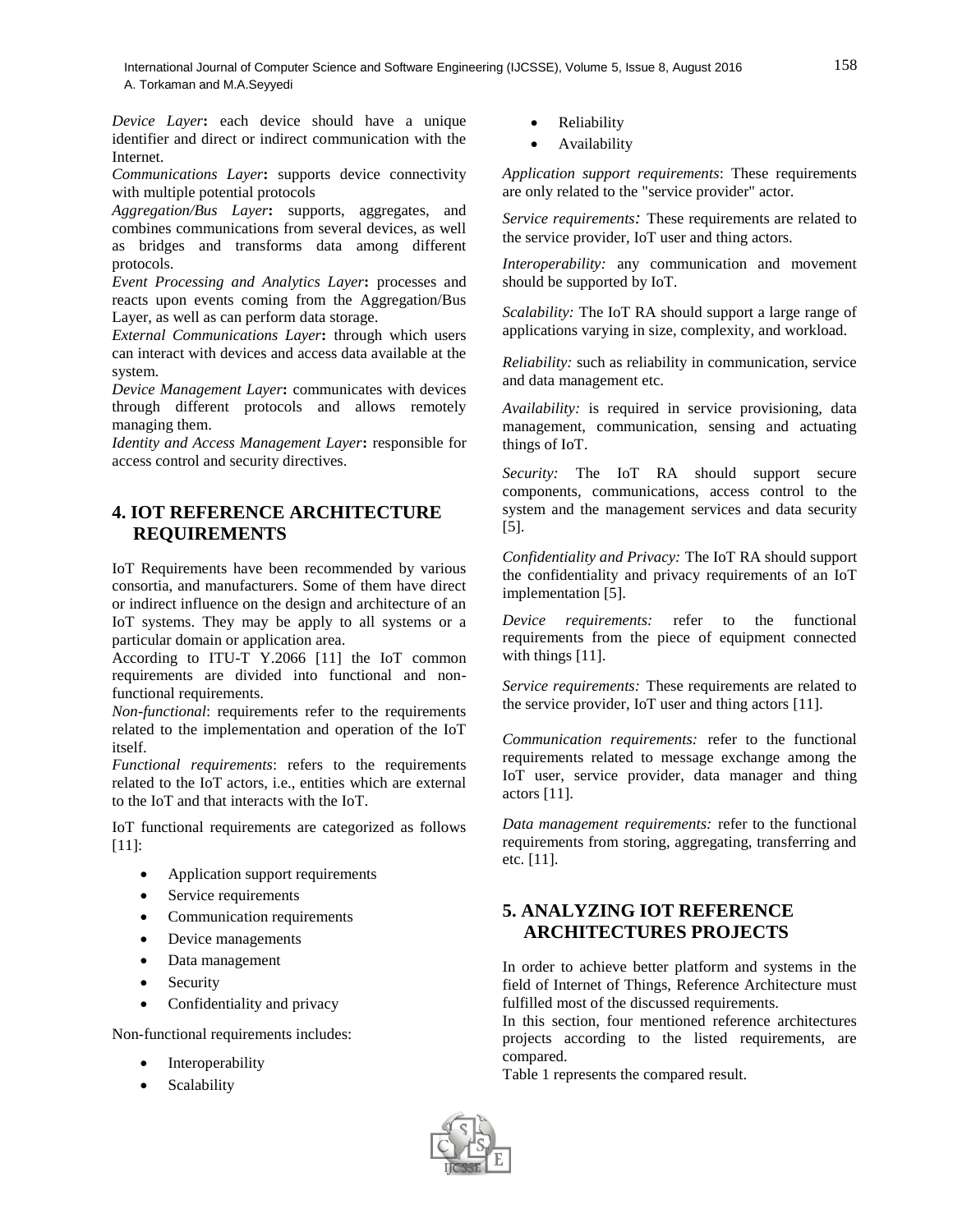*Device Layer***:** each device should have a unique identifier and direct or indirect communication with the Internet.

*Communications Layer***:** supports device connectivity with multiple potential protocols

*Aggregation/Bus Layer***:** supports, aggregates, and combines communications from several devices, as well as bridges and transforms data among different protocols.

*Event Processing and Analytics Layer***:** processes and reacts upon events coming from the Aggregation/Bus Layer, as well as can perform data storage.

*External Communications Layer***:** through which users can interact with devices and access data available at the system.

*Device Management Layer***:** communicates with devices through different protocols and allows remotely managing them.

*Identity and Access Management Layer***:** responsible for access control and security directives.

## 4. IOT REFERENCE ARCHITECTURE REQUIREMENTS

IoT Requirements have been recommended by various consortia, and manufacturers. Some of them have direct or indirect influence on the design and architecture of an IoT systems. They may be apply to all systems or a particular domain or application area.

According to ITU-T Y.2066 [11] the IoT common requirements are divided into functional and non-functional requirements.

*Non-functional*: requirements refer to the requirements related to the implementation and operation of the IoT itself.

*Functional requirements*: refers to the requirements related to the IoT actors, i.e., entities which are external to the IoT and that interacts with the IoT.

IoT functional requirements are categorized as follows [11]:

- Application support requirements
- Service requirements
- Communication requirements
- Device managements
- Data management
- Security
- Confidentiality and privacy

Non-functional requirements includes:

- Interoperability
- Scalability
- Reliability
- Availability

*Application support requirements*: These requirements are only related to the "service provider" actor.

*Service requirements:* These requirements are related to the service provider, IoT user and thing actors.

*Interoperability:* any communication and movement should be supported by IoT.

*Scalability:* The IoT RA should support a large range of applications varying in size, complexity, and workload.

*Reliability:* such as reliability in communication, service and data management etc.

*Availability:* is required in service provisioning, data management, communication, sensing and actuating things of IoT.

*Security:* The IoT RA should support secure components, communications, access control to the system and the management services and data security [5].

*Confidentiality and Privacy:* The IoT RA should support the confidentiality and privacy requirements of an IoT implementation [5].

*Device requirements:* refer to the functional requirements from the piece of equipment connected with things [11].

*Service requirements:* These requirements are related to the service provider, IoT user and thing actors [11].

*Communication requirements:* refer to the functional requirements related to message exchange among the IoT user, service provider, data manager and thing actors [11].

*Data management requirements:* refer to the functional requirements from storing, aggregating, transferring and etc. [11].

## 5. ANALYZING IOT REFERENCE ARCHITECTURES PROJECTS

In order to achieve better platform and systems in the field of Internet of Things, Reference Architecture must fulfilled most of the discussed requirements.

In this section, four mentioned reference architectures projects according to the listed requirements, are compared.

Table 1 represents the compared result.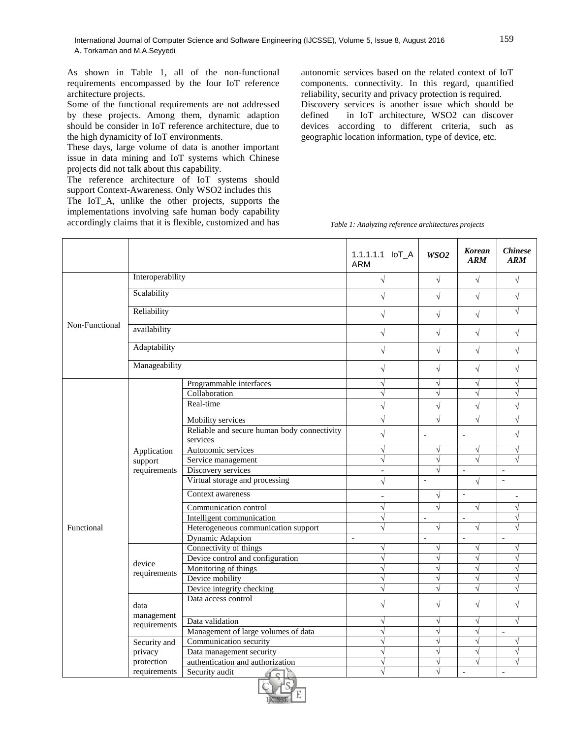As shown in Table 1, all of the non-functional requirements encompassed by the four IoT reference architecture projects.

Some of the functional requirements are not addressed by these projects. Among them, dynamic adaption should be consider in IoT reference architecture, due to the high dynamicity of IoT environments.

These days, large volume of data is another important issue in data mining and IoT systems which Chinese projects did not talk about this capability.

The reference architecture of IoT systems should support Context-Awareness. Only WSO2 includes this

The IoT_A, unlike the other projects, supports the implementations involving safe human body capability accordingly claims that it is flexible, customized and has autonomic services based on the related context of IoT components. connectivity. In this regard, quantified reliability, security and privacy protection is required.

Discovery services is another issue which should be defined in IoT architecture, WSO2 can discover devices according to different criteria, such as geographic location information, type of device, etc.

*Table 1: Analyzing reference architectures projects*

| | | | 1.1.1.1.1 IoT_A ARM | ***WSO2*** | ***Korean ARM*** | ***Chinese ARM*** |
|---|---|---|---|---|---|---|
| Non-Functional | Interoperability | | √ | √ | √ | √ |
| | Scalability | | √ | √ | √ | √ |
| | Reliability | | √ | √ | √ | √ |
| | availability | | √ | √ | √ | √ |
| | Adaptability | | √ | √ | √ | √ |
| | Manageability | | √ | √ | √ | √ |
| Functional | Application support requirements | Programmable interfaces | √ | √ | √ | √ |
| | | Collaboration | √ | √ | √ | √ |
| | | Real-time | √ | √ | √ | √ |
| | | Mobility services | √ | √ | √ | √ |
| | | Reliable and secure human body connectivity services | √ | - | - | √ |
| | | Autonomic services | √ | √ | √ | √ |
| | | Service management | √ | √ | √ | √ |
| | | Discovery services | - | √ | - | - |
| | | Virtual storage and processing | √ | - | √ | - |
| | | Context awareness | - | √ | - | - |
| | | Communication control | √ | √ | √ | √ |
| | | Intelligent communication | √ | - | - | √ |
| | | Heterogeneous communication support | √ | √ | √ | √ |
| | | Dynamic Adaption | - | - | - | - |
| | device requirements | Connectivity of things | √ | √ | √ | √ |
| | | Device control and configuration | √ | √ | √ | √ |
| | | Monitoring of things | √ | √ | √ | √ |
| | | Device mobility | √ | √ | √ | √ |
| | | Device integrity checking | √ | √ | √ | √ |
| | data management requirements | Data access control | √ | √ | √ | √ |
| | | Data validation | √ | √ | √ | √ |
| | | Management of large volumes of data | √ | √ | √ | - |
| | Security and privacy protection requirements | Communication security | √ | √ | √ | √ |
| | | Data management security | √ | √ | √ | √ |
| | | authentication and authorization | √ | √ | √ | √ |
| | | Security audit | √ | √ | - | - |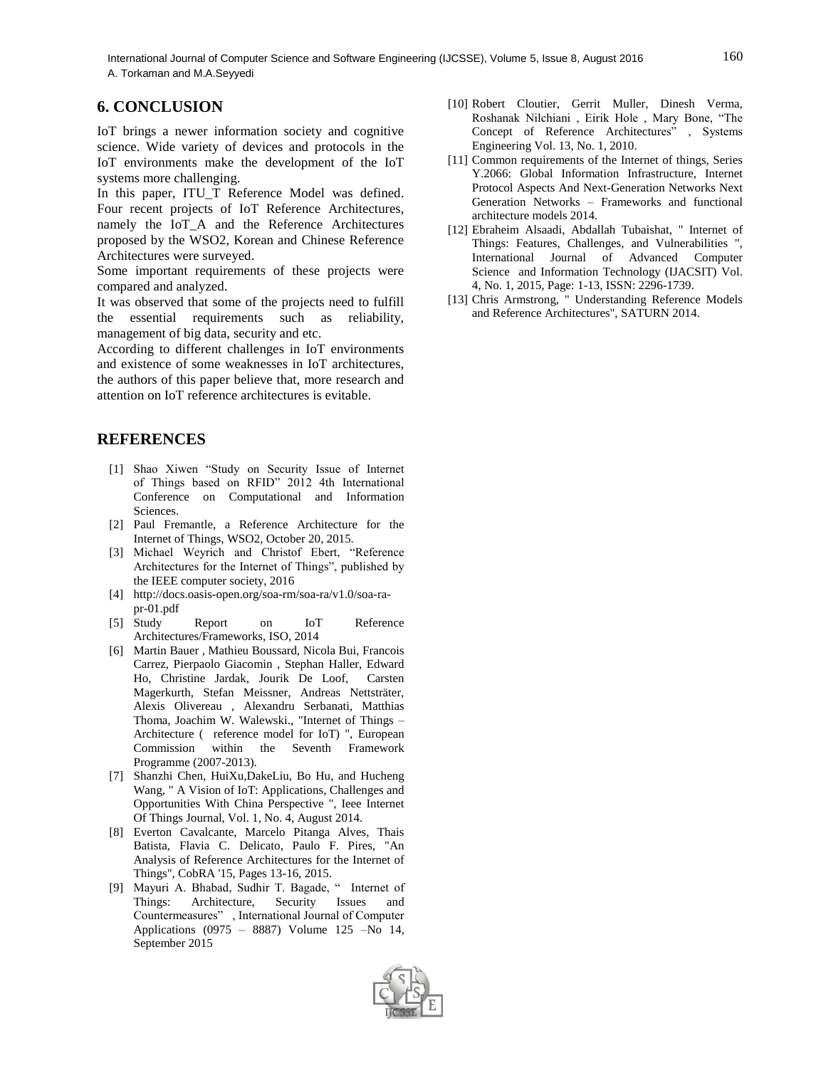## 6. CONCLUSION

IoT brings a newer information society and cognitive science. Wide variety of devices and protocols in the IoT environments make the development of the IoT systems more challenging.

In this paper, ITU_T Reference Model was defined. Four recent projects of IoT Reference Architectures, namely the IoT_A and the Reference Architectures proposed by the WSO2, Korean and Chinese Reference Architectures were surveyed.

Some important requirements of these projects were compared and analyzed.

It was observed that some of the projects need to fulfill the essential requirements such as reliability, management of big data, security and etc.

According to different challenges in IoT environments and existence of some weaknesses in IoT architectures, the authors of this paper believe that, more research and attention on IoT reference architectures is evitable.

## REFERENCES

[1] Shao Xiwen "Study on Security Issue of Internet of Things based on RFID" 2012 4th International Conference on Computational and Information Sciences.

[2] Paul Fremantle, a Reference Architecture for the Internet of Things, WSO2, October 20, 2015.

[3] Michael Weyrich and Christof Ebert, "Reference Architectures for the Internet of Things", published by the IEEE computer society, 2016

[4] http://docs.oasis-open.org/soa-rm/soa-ra/v1.0/soa-ra-pr-01.pdf

[5] Study Report on IoT Reference Architectures/Frameworks, ISO, 2014

[6] Martin Bauer , Mathieu Boussard, Nicola Bui, Francois Carrez, Pierpaolo Giacomin , Stephan Haller, Edward Ho, Christine Jardak, Jourik De Loof, Carsten Magerkurth, Stefan Meissner, Andreas Nettsträter, Alexis Olivereau , Alexandru Serbanati, Matthias Thoma, Joachim W. Walewski., "Internet of Things – Architecture ( reference model for IoT) ", European Commission within the Seventh Framework Programme (2007-2013).

[7] Shanzhi Chen, HuiXu,DakeLiu, Bo Hu, and Hucheng Wang, " A Vision of IoT: Applications, Challenges and Opportunities With China Perspective ", Ieee Internet Of Things Journal, Vol. 1, No. 4, August 2014.

[8] Everton Cavalcante, Marcelo Pitanga Alves, Thais Batista, Flavia C. Delicato, Paulo F. Pires, "An Analysis of Reference Architectures for the Internet of Things", CobRA '15, Pages 13-16, 2015.

[9] Mayuri A. Bhabad, Sudhir T. Bagade, " Internet of Things: Architecture, Security Issues and Countermeasures" , International Journal of Computer Applications (0975 – 8887) Volume 125 –No 14, September 2015

[10] Robert Cloutier, Gerrit Muller, Dinesh Verma, Roshanak Nilchiani , Eirik Hole , Mary Bone, "The Concept of Reference Architectures" , Systems Engineering Vol. 13, No. 1, 2010.

[11] Common requirements of the Internet of things, Series Y.2066: Global Information Infrastructure, Internet Protocol Aspects And Next-Generation Networks Next Generation Networks – Frameworks and functional architecture models 2014.

[12] Ebraheim Alsaadi, Abdallah Tubaishat, " Internet of Things: Features, Challenges, and Vulnerabilities ", International Journal of Advanced Computer Science and Information Technology (IJACSIT) Vol. 4, No. 1, 2015, Page: 1-13, ISSN: 2296-1739.

[13] Chris Armstrong, " Understanding Reference Models and Reference Architectures", SATURN 2014.